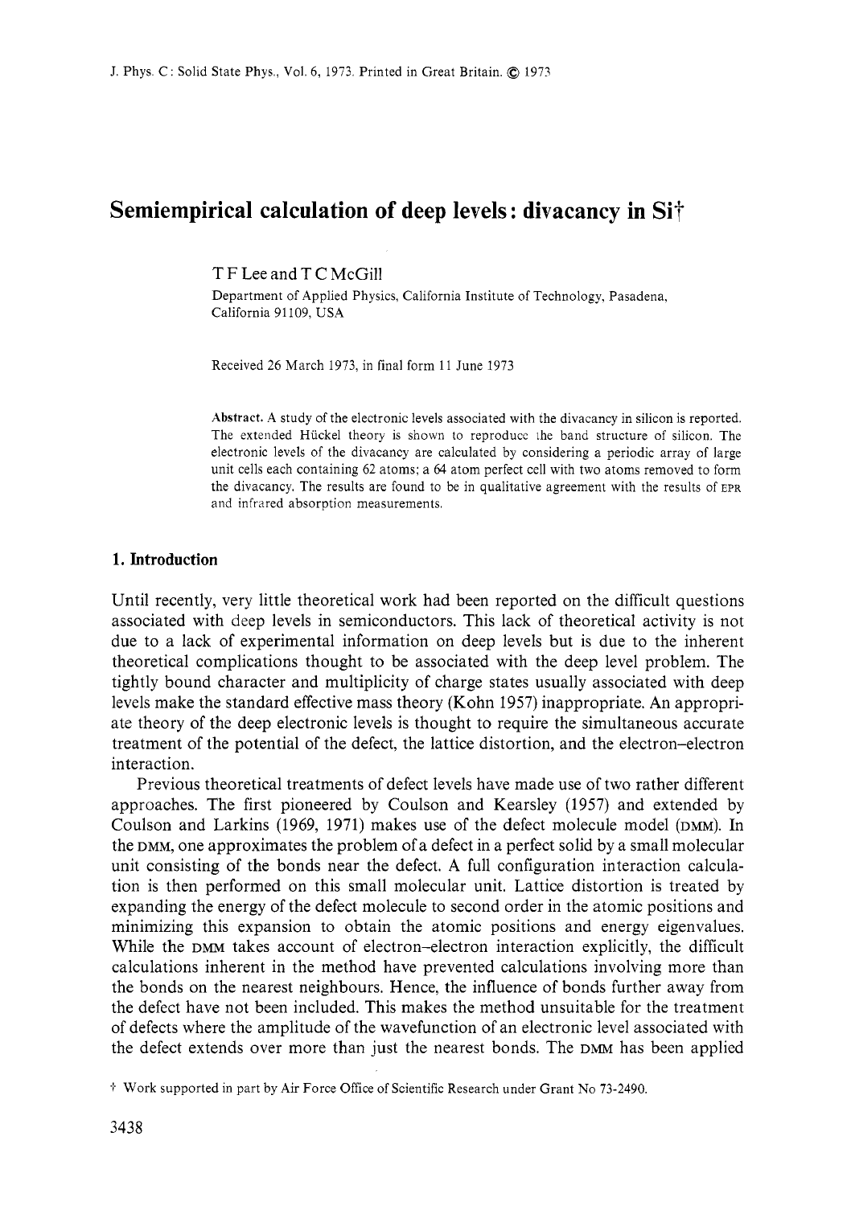# Semiempirical calculation of deep levels: divacancy in Si†

T F Lee and T C McGill

Department of Applied Physics, California Institute of Technology, Pasadena, California 91109, USA

Received 26 March 1973, in final form 11 June 1973

**Abstract.** A study of the electronic levels associated with the divacancy in silicon is reported. The extended Hückel theory is shown to reproduce the band structure of silicon. The electronic levels of the divacancy are calculated by considering a periodic array of large unit cells each containing 62 atoms; a 64 atom perfect cell with two atoms removed to form the divacancy. The results are found to be in qualitative agreement with the results of EPR and infrared absorption measurements.

## 1. Introduction

Until recently, very little theoretical work had been reported on the difficult questions associated with deep levels in semiconductors. This lack of theoretical activity is not due to a lack of experimental information on deep levels but is due to the inherent theoretical complications thought to be associated with the deep level problem. The tightly bound character and multiplicity of charge states usually associated with deep levels make the standard effective mass theory (Kohn 1957) inappropriate. An appropriate theory of the deep electronic levels is thought to require the simultaneous treatment of the potential of the defect, the lattice distortion, and the electron–electron interaction.

Previous theoretical treatments of defect levels have made use of two rather different approaches. The first pioneered by Coulson and Kearsley (1957) and extended by Coulson and Larkins (1969, 1971) makes use of the defect molecule model (DMM). In the DMM, one approximates the problem of a defect in a perfect solid by a small molecular unit consisting of the bonds near the defect. A full configuration interaction calculation is then performed on this small molecular unit. Lattice distortion is treated by expanding the energy of the defect molecule to second order in the atomic positions and minimizing this expansion to obtain the atomic positions and energy eigenvalues. While the DMM takes account of electron–electron interaction explicitly, the difficult calculations inherent in the method have prevented calculations involving more than the bonds on the nearest neighbours. Hence, the influence of bonds further away from the defect have not been included. This makes the method unsuitable for the treatment of defects where the amplitude of the wavefunction of an electronic level associated with the defect extends over more than just the nearest bonds. The DMM has been applied

† Work supported in part by Air Force Office of Scientific Research under Grant No 73-2490.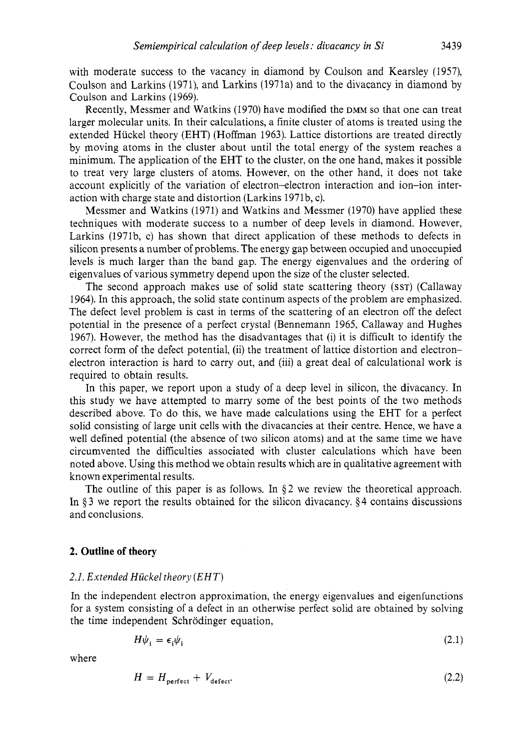with moderate success to the vacancy in diamond by Coulson and Kearsley (1957), Coulson and Larkins (1971), and Larkins (1971a) and to the divacancy in diamond by Coulson and Larkins (1969).

Recently, Messmer and Watkins (1970) have modified the DMM so that one can treat larger molecular units. In their calculations, a finite cluster of atoms is treated using the extended Hückel theory (EHT) (Hoffman 1963). Lattice distortions are treated directly by moving atoms in the cluster about until the total energy of the system reaches a minimum. The application of the EHT to the cluster, on the one hand, makes it possible to treat very large clusters of atoms. However, on the other hand, it does not take account explicitly of the variation of electron–electron interaction and ion–ion interaction with charge state and distortion (Larkins 1971b, c).

Messmer and Watkins (1971) and Watkins and Messmer (1970) have applied these techniques with moderate success to a number of deep levels in diamond. However, Larkins (1971b, c) has shown that direct application of these methods to defects in silicon presents a number of problems. The energy gap between occupied and unoccupied levels is much larger than the band gap. The energy eigenvalues and the ordering of eigenvalues of various symmetry depend upon the size of the cluster selected.

The second approach makes use of solid state scattering theory (SST) (Callaway 1964). In this approach, the solid state continum aspects of the problem are emphasized. The defect level problem is cast in terms of the scattering of an electron off the defect potential in the presence of a perfect crystal (Bennemann 1965, Callaway and Hughes 1967). However, the method has the disadvantages that (i) it is difficult to identify the correct form of the defect potential, (ii) the treatment of lattice distortion and electron–electron interaction is hard to carry out, and (iii) a great deal of calculational work is required to obtain results.

In this paper, we report upon a study of a deep level in silicon, the divacancy. In this study we have attempted to marry some of the best points of the two methods described above. To do this, we have made calculations using the EHT for a perfect solid consisting of large unit cells with the divacancies at their centre. Hence, we have a well defined potential (the absence of two silicon atoms) and at the same time we have circumvented the difficulties associated with cluster calculations which have been noted above. Using this method we obtain results which are in qualitative agreement with known experimental results.

The outline of this paper is as follows. In §2 we review the theoretical approach. In §3 we report the results obtained for the silicon divacancy. §4 contains discussions and conclusions.

## 2. Outline of theory

### *2.1. Extended Hückel theory (EHT)*

In the independent electron approximation, the energy eigenvalues and eigenfunctions for a system consisting of a defect in an otherwise perfect solid are obtained by solving the time independent Schrödinger equation,

$$H\psi_i = \epsilon_i\psi_i \tag{2.1}$$

where

$$H = H_{\text{perfect}} + V_{\text{defect}}. \tag{2.2}$$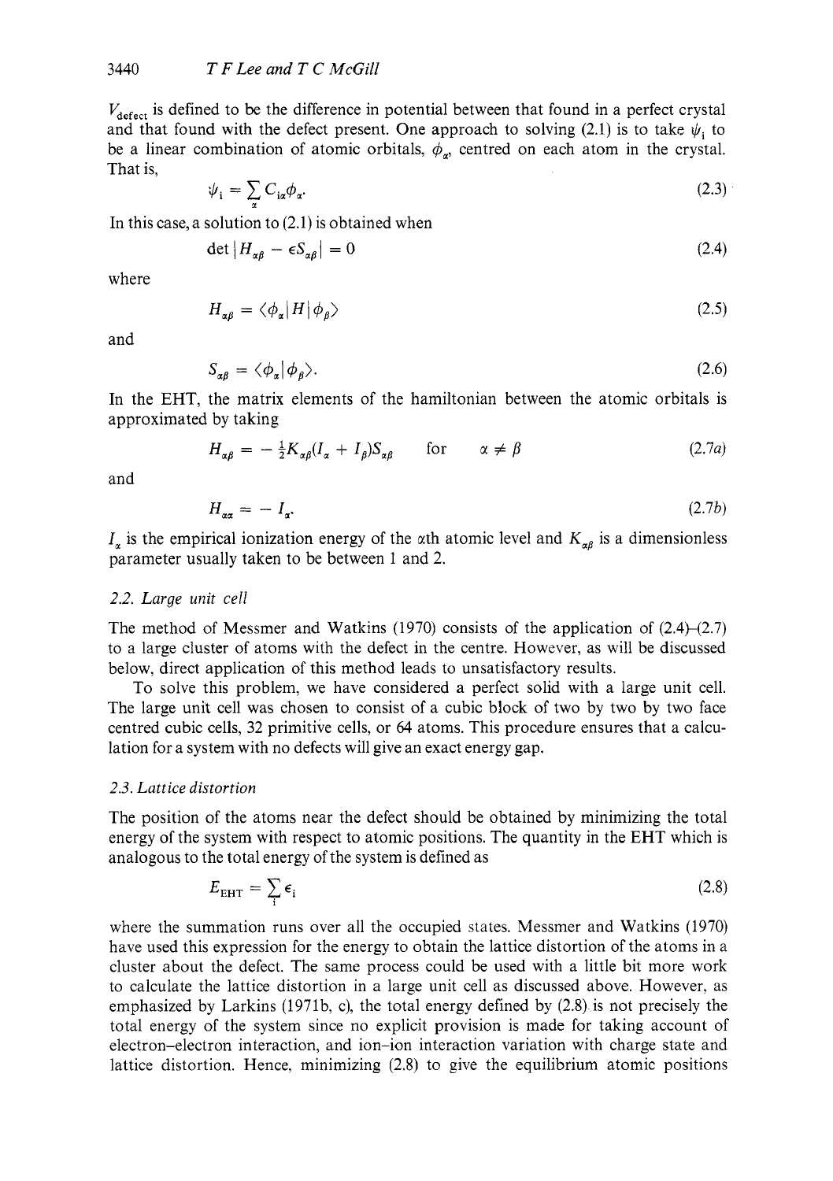$V_{\text{defect}}$ is defined to be the difference in potential between that found in a perfect crystal and that found with the defect present. One approach to solving (2.1) is to take $\psi_i$ to be a linear combination of atomic orbitals, $\phi_\alpha$, centred on each atom in the crystal. That is,

$$\psi_i = \sum_\alpha C_{i\alpha}\phi_\alpha. \tag{2.3}$$

In this case, a solution to (2.1) is obtained when

$$\det|H_{\alpha\beta} - \epsilon S_{\alpha\beta}| = 0 \tag{2.4}$$

where

$$H_{\alpha\beta} = \langle\phi_\alpha|H|\phi_\beta\rangle \tag{2.5}$$

and

$$S_{\alpha\beta} = \langle\phi_\alpha|\phi_\beta\rangle. \tag{2.6}$$

In the EHT, the matrix elements of the hamiltonian between the atomic orbitals is approximated by taking

$$H_{\alpha\beta} = -\tfrac{1}{2}K_{\alpha\beta}(I_\alpha + I_\beta)S_{\alpha\beta} \qquad \text{for} \qquad \alpha \neq \beta \tag{2.7a}$$

and

$$H_{\alpha\alpha} = -I_\alpha. \tag{2.7b}$$

$I_\alpha$ is the empirical ionization energy of the $\alpha$th atomic level and $K_{\alpha\beta}$ is a dimensionless parameter usually taken to be between 1 and 2.

### *2.2. Large unit cell*

The method of Messmer and Watkins (1970) consists of the application of (2.4)–(2.7) to a large cluster of atoms with the defect in the centre. However, as will be discussed below, direct application of this method leads to unsatisfactory results.

To solve this problem, we have considered a perfect solid with a large unit cell. The large unit cell was chosen to consist of a cubic block of two by two by two face centred cubic cells, 32 primitive cells, or 64 atoms. This procedure ensures that a calculation for a system with no defects will give an exact energy gap.

### *2.3. Lattice distortion*

The position of the atoms near the defect should be obtained by minimizing the total energy of the system with respect to atomic positions. The quantity in the EHT which is analogous to the total energy of the system is defined as

$$E_{\text{EHT}} = \sum_i \epsilon_i \tag{2.8}$$

where the summation runs over all the occupied states. Messmer and Watkins (1970) have used this expression for the energy to obtain the lattice distortion of the atoms in a cluster about the defect. The same process could be used with a little bit more work to calculate the lattice distortion in a large unit cell as discussed above. However, as emphasized by Larkins (1971b, c), the total energy defined by (2.8) is not precisely the total energy of the system since no explicit provision is made for taking account of electron–electron interaction, and ion–ion interaction variation with charge state and lattice distortion. Hence, minimizing (2.8) to give the equilibrium atomic positions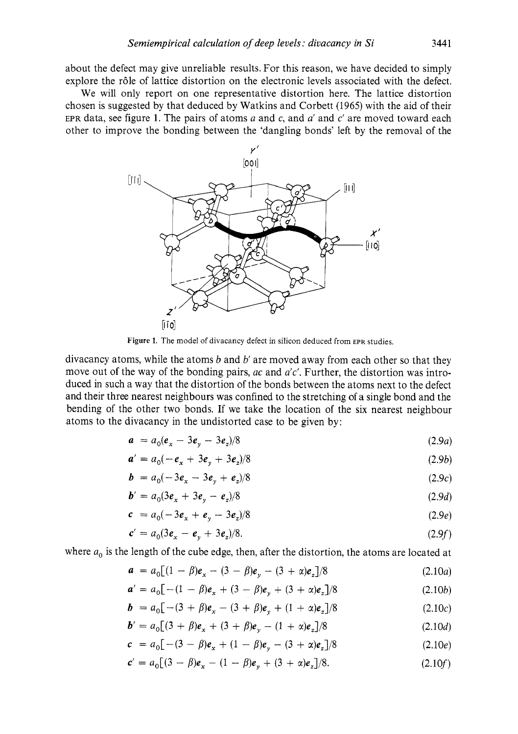about the defect may give unreliable results. For this reason, we have decided to simply explore the rôle of lattice distortion on the electronic levels associated with the defect.

We will only report on one representative distortion here. The lattice distortion chosen is suggested by that deduced by Watkins and Corbett (1965) with the aid of their EPR data, see figure 1. The pairs of atoms $a$ and $c$, and $a'$ and $c'$ are moved toward each other to improve the bonding between the 'dangling bonds' left by the removal of the

Figure 1. The model of divacancy defect in silicon deduced from EPR studies.

divacancy atoms, while the atoms $b$ and $b'$ are moved away from each other so that they move out of the way of the bonding pairs, $ac$ and $a'c'$. Further, the distortion was introduced in such a way that the distortion of the bonds between the atoms next to the defect and their three nearest neighbours was confined to the stretching of a single bond and the bending of the other two bonds. If we take the location of the six nearest neighbour atoms to the divacancy in the undistorted case to be given by:

$$\boldsymbol{a} = a_0(\boldsymbol{e}_x - 3\boldsymbol{e}_y - 3\boldsymbol{e}_z)/8 \tag{2.9a}$$

$$\boldsymbol{a}' = a_0(-\boldsymbol{e}_x + 3\boldsymbol{e}_y + 3\boldsymbol{e}_z)/8 \tag{2.9b}$$

$$\boldsymbol{b} = a_0(-3\boldsymbol{e}_x - 3\boldsymbol{e}_y + \boldsymbol{e}_z)/8 \tag{2.9c}$$

$$\boldsymbol{b}' = a_0(3\boldsymbol{e}_x + 3\boldsymbol{e}_y - \boldsymbol{e}_z)/8 \tag{2.9d}$$

$$\boldsymbol{c} = a_0(-3\boldsymbol{e}_x + \boldsymbol{e}_y - 3\boldsymbol{e}_z)/8 \tag{2.9e}$$

$$\boldsymbol{c}' = a_0(3\boldsymbol{e}_x - \boldsymbol{e}_y + 3\boldsymbol{e}_z)/8. \tag{2.9f}$$

where $a_0$ is the length of the cube edge, then, after the distortion, the atoms are located at

$$\boldsymbol{a} = a_0[(1-\beta)\boldsymbol{e}_x - (3-\beta)\boldsymbol{e}_y - (3+\alpha)\boldsymbol{e}_z]/8 \tag{2.10a}$$

$$\boldsymbol{a}' = a_0[-(1-\beta)\boldsymbol{e}_x + (3-\beta)\boldsymbol{e}_y + (3+\alpha)\boldsymbol{e}_z]/8 \tag{2.10b}$$

$$\boldsymbol{b} = a_0[-(3+\beta)\boldsymbol{e}_x - (3+\beta)\boldsymbol{e}_y + (1+\alpha)\boldsymbol{e}_z]/8 \tag{2.10c}$$

$$\boldsymbol{b}' = a_0[(3+\beta)\boldsymbol{e}_x + (3+\beta)\boldsymbol{e}_y - (1+\alpha)\boldsymbol{e}_z]/8 \tag{2.10d}$$

$$\boldsymbol{c} = a_0[-(3-\beta)\boldsymbol{e}_x + (1-\beta)\boldsymbol{e}_y - (3+\alpha)\boldsymbol{e}_z]/8 \tag{2.10e}$$

$$\boldsymbol{c}' = a_0[(3-\beta)\boldsymbol{e}_x - (1-\beta)\boldsymbol{e}_y + (3+\alpha)\boldsymbol{e}_z]/8. \tag{2.10f}$$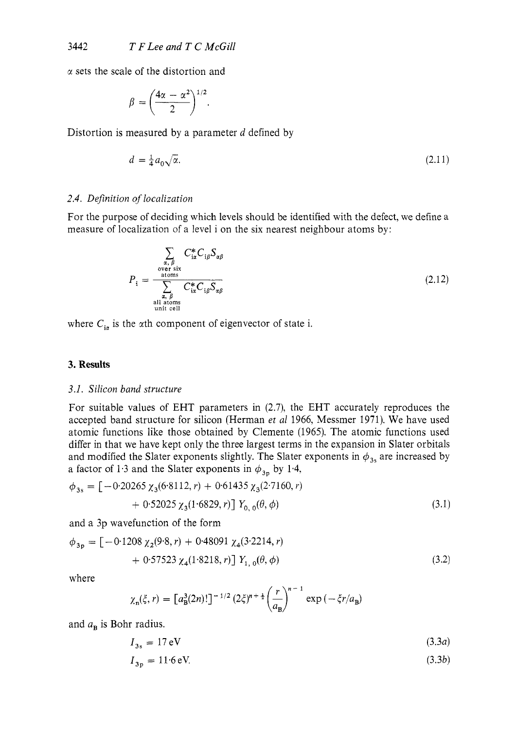$\alpha$ sets the scale of the distortion and

$$\beta = \left(\frac{4\alpha - \alpha^2}{2}\right)^{1/2}.$$

Distortion is measured by a parameter $d$ defined by

$$d = \tfrac{1}{4}a_0\sqrt{\alpha}. \tag{2.11}$$

### 2.4. Definition of localization

For the purpose of deciding which levels should be identified with the defect, we define a measure of localization of a level i on the six nearest neighbour atoms by:

$$P_i = \frac{\sum\limits_{\substack{\alpha,\,\beta \\ \text{over six} \\ \text{atoms}}} C^*_{i\alpha} C_{i\beta} S_{\alpha\beta}}{\sum\limits_{\substack{\alpha,\,\beta \\ \text{all atoms} \\ \text{unit cell}}} C^*_{i\alpha} C_{i\beta} S_{\alpha\beta}} \tag{2.12}$$

where $C_{i\alpha}$ is the $\alpha$th component of eigenvector of state i.

## 3. Results

### 3.1. Silicon band structure

For suitable values of EHT parameters in (2.7), the EHT accurately reproduces the accepted band structure for silicon (Herman *et al* 1966, Messmer 1971). We have used atomic functions like those obtained by Clemente (1965). The atomic functions used differ in that we have kept only the three largest terms in the expansion in Slater orbitals and modified the Slater exponents slightly. The Slater exponents in $\phi_{3s}$ are increased by a factor of 1·3 and the Slater exponents in $\phi_{3p}$ by 1·4,

$$\phi_{3s} = [-0{\cdot}20265\,\chi_3(6{\cdot}8112, r) + 0{\cdot}61435\,\chi_3(2{\cdot}7160, r) + 0{\cdot}52025\,\chi_3(1{\cdot}6829, r)]\,Y_{0,\,0}(\theta, \phi) \tag{3.1}$$

and a 3p wavefunction of the form

$$\phi_{3p} = [-0{\cdot}1208\,\chi_2(9{\cdot}8, r) + 0{\cdot}48091\,\chi_4(3{\cdot}2214, r) + 0{\cdot}57523\,\chi_4(1{\cdot}8218, r)]\,Y_{1,\,0}(\theta, \phi) \tag{3.2}$$

where

$$\chi_n(\xi, r) = [a_B^3(2n)!]^{-1/2}\,(2\xi)^{n+\frac{1}{2}}\left(\frac{r}{a_B}\right)^{n-1}\exp(-\xi r/a_B)$$

and $a_B$ is Bohr radius.

$$I_{3s} = 17\,\text{eV} \tag{3.3a}$$

$$I_{3p} = 11{\cdot}6\,\text{eV}. \tag{3.3b}$$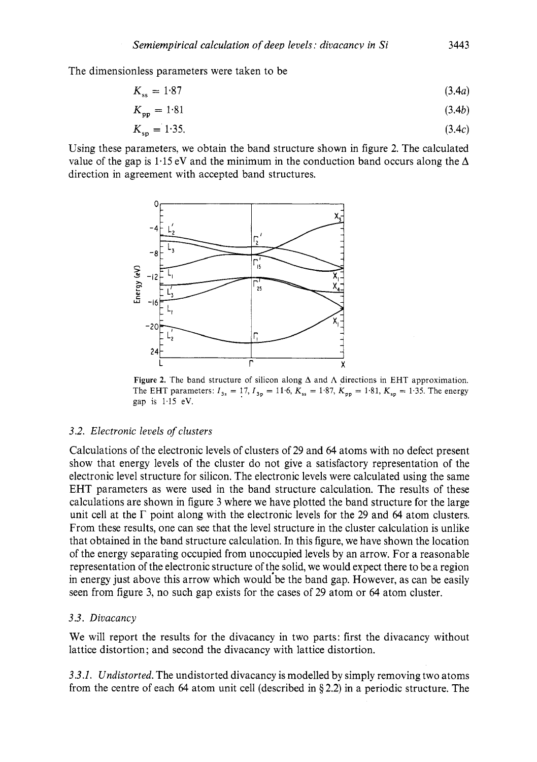The dimensionless parameters were taken to be

$$K_{ss} = 1{\cdot}87 \tag{3.4a}$$

$$K_{pp} = 1{\cdot}81 \tag{3.4b}$$

$$K_{sp} = 1{\cdot}35. \tag{3.4c}$$

Using these parameters, we obtain the band structure shown in figure 2. The calculated value of the gap is 1·15 eV and the minimum in the conduction band occurs along the $\Delta$ direction in agreement with accepted band structures.

**Figure 2.** The band structure of silicon along $\Delta$ and $\Lambda$ directions in EHT approximation. The EHT parameters: $I_{3s} = 17$, $I_{3p} = 11{\cdot}6$, $K_{ss} = 1{\cdot}87$, $K_{pp} = 1{\cdot}81$, $K_{sp} = 1{\cdot}35$. The energy gap is 1·15 eV.

### 3.2. *Electronic levels of clusters*

Calculations of the electronic levels of clusters of 29 and 64 atoms with no defect present show that energy levels of the cluster do not give a satisfactory representation of the electronic level structure for silicon. The electronic levels were calculated using the same EHT parameters as were used in the band structure calculation. The results of these calculations are shown in figure 3 where we have plotted the band structure for the large unit cell at the $\Gamma$ point along with the electronic levels for the 29 and 64 atom clusters. From these results, one can see that the level structure in the cluster calculation is unlike that obtained in the band structure calculation. In this figure, we have shown the location of the energy separating occupied from unoccupied levels by an arrow. For a reasonable representation of the electronic structure of the solid, we would expect there to be a region in energy just above this arrow which would be the band gap. However, as can be easily seen from figure 3, no such gap exists for the cases of 29 atom or 64 atom cluster.

### 3.3. *Divacancy*

We will report the results for the divacancy in two parts: first the divacancy without lattice distortion; and second the divacancy with lattice distortion.

*3.3.1. Undistorted.* The undistorted divacancy is modelled by simply removing two atoms from the centre of each 64 atom unit cell (described in § 2.2) in a periodic structure. The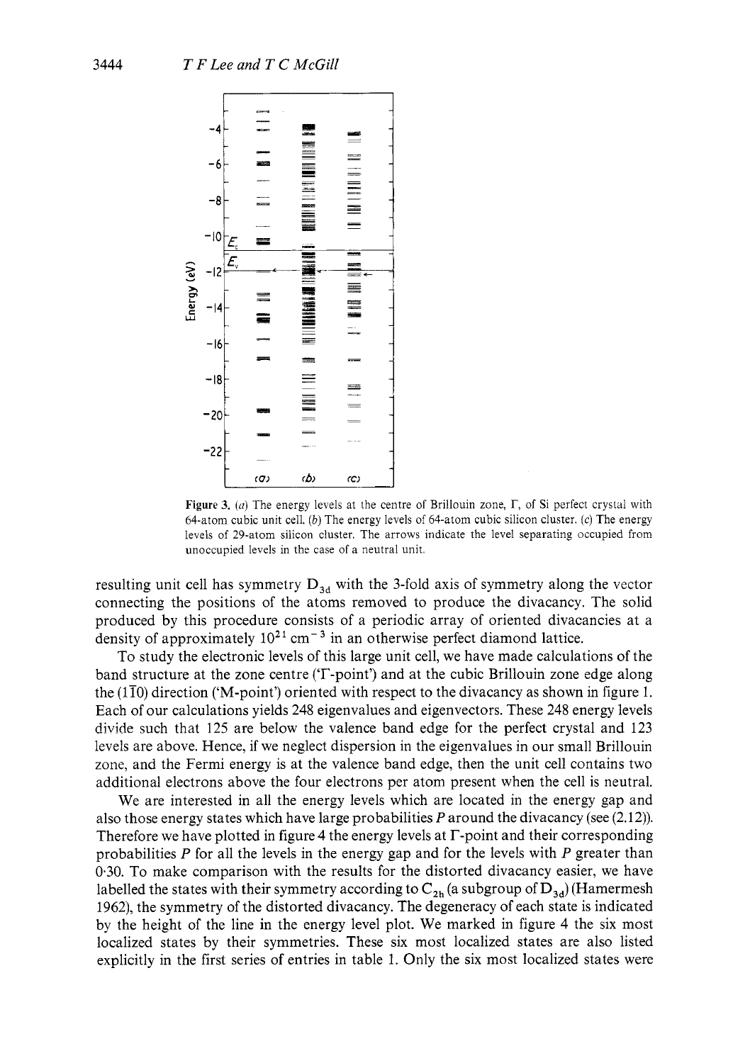Figure 3. (a) The energy levels at the centre of Brillouin zone, Γ, of Si perfect crystal with 64-atom cubic unit cell. (b) The energy levels of 64-atom cubic silicon cluster. (c) The energy levels of 29-atom silicon cluster. The arrows indicate the level separating occupied from unoccupied levels in the case of a neutral unit.

resulting unit cell has symmetry $D_{3d}$ with the 3-fold axis of symmetry along the vector connecting the positions of the atoms removed to produce the divacancy. The solid produced by this procedure consists of a periodic array of oriented divacancies at a density of approximately $10^{21}$ cm$^{-3}$ in an otherwise perfect diamond lattice.

To study the electronic levels of this large unit cell, we have made calculations of the band structure at the zone centre ('Γ-point') and at the cubic Brillouin zone edge along the $(1\bar{1}0)$ direction ('M-point') oriented with respect to the divacancy as shown in figure 1. Each of our calculations yields 248 eigenvalues and eigenvectors. These 248 energy levels divide such that 125 are below the valence band edge for the perfect crystal and 123 levels are above. Hence, if we neglect dispersion in the eigenvalues in our small Brillouin zone, and the Fermi energy is at the valence band edge, then the unit cell contains two additional electrons above the four electrons per atom present when the cell is neutral.

We are interested in all the energy levels which are located in the energy gap and also those energy states which have large probabilities $P$ around the divacancy (see (2.12)). Therefore we have plotted in figure 4 the energy levels at Γ-point and their corresponding probabilities $P$ for all the levels in the energy gap and for the levels with $P$ greater than 0·30. To make comparison with the results for the distorted divacancy easier, we have labelled the states with their symmetry according to $C_{2h}$ (a subgroup of $D_{3d}$) (Hamermesh 1962), the symmetry of the distorted divacancy. The degeneracy of each state is indicated by the height of the line in the energy level plot. We marked in figure 4 the six most localized states by their symmetries. These six most localized states are also listed explicitly in the first series of entries in table 1. Only the six most localized states were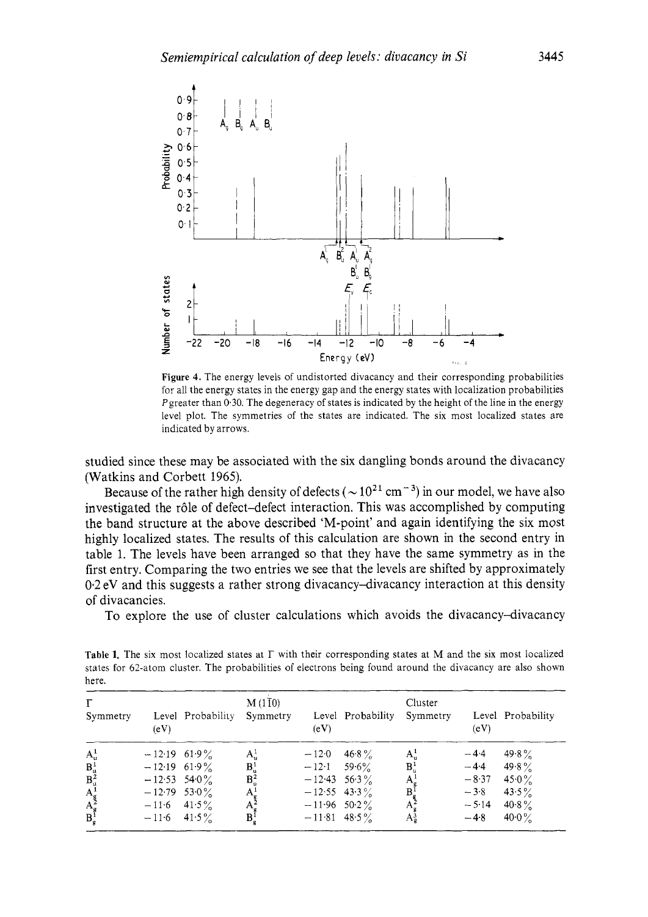**Figure 4.** The energy levels of undistorted divacancy and their corresponding probabilities for all the energy states in the energy gap and the energy states with localization probabilities $P$ greater than 0·30. The degeneracy of states is indicated by the height of the line in the energy level plot. The symmetries of the states are indicated. The six most localized states are indicated by arrows.

studied since these may be associated with the six dangling bonds around the divacancy (Watkins and Corbett 1965).

Because of the rather high density of defects ($\sim 10^{21}\ \mathrm{cm}^{-3}$) in our model, we have also investigated the rôle of defect–defect interaction. This was accomplished by computing the band structure at the above described 'M-point' and again identifying the six most highly localized states. The results of this calculation are shown in the second entry in table 1. The levels have been arranged so that they have the same symmetry as in the first entry. Comparing the two entries we see that the levels are shifted by approximately 0·2 eV and this suggests a rather strong divacancy–divacancy interaction at this density of divacancies.

To explore the use of cluster calculations which avoids the divacancy–divacancy

**Table 1.** The six most localized states at Γ with their corresponding states at M and the six most localized states for 62-atom cluster. The probabilities of electrons being found around the divacancy are also shown here.

| Γ Symmetry | Level (eV) | Probability | M$(1\bar{1}0)$ Symmetry | Level (eV) | Probability | Cluster Symmetry | Level (eV) | Probability |
|---|---|---|---|---|---|---|---|---|
| $A_u^1$ | −12·19 | 61·9% | $A_u^1$ | −12·0 | 46·8% | $A_u^1$ | −4·4 | 49·8% |
| $B_u^1$ | −12·19 | 61·9% | $B_u^1$ | −12·1 | 59·6% | $B_u^1$ | −4·4 | 49·8% |
| $B_u^2$ | −12·53 | 54·0% | $B_u^2$ | −12·43 | 56·3% | $A_g^1$ | −8·37 | 45·0% |
| $A_g^1$ | −12·79 | 53·0% | $A_g^1$ | −12·55 | 43·3% | $B_g^1$ | −3·8 | 43·5% |
| $A_g^2$ | −11·6 | 41·5% | $A_g^2$ | −11·96 | 50·2% | $A_g^2$ | −5·14 | 40·8% |
| $B_g^1$ | −11·6 | 41·5% | $B_g^1$ | −11·81 | 48·5% | $A_g^3$ | −4·8 | 40·0% |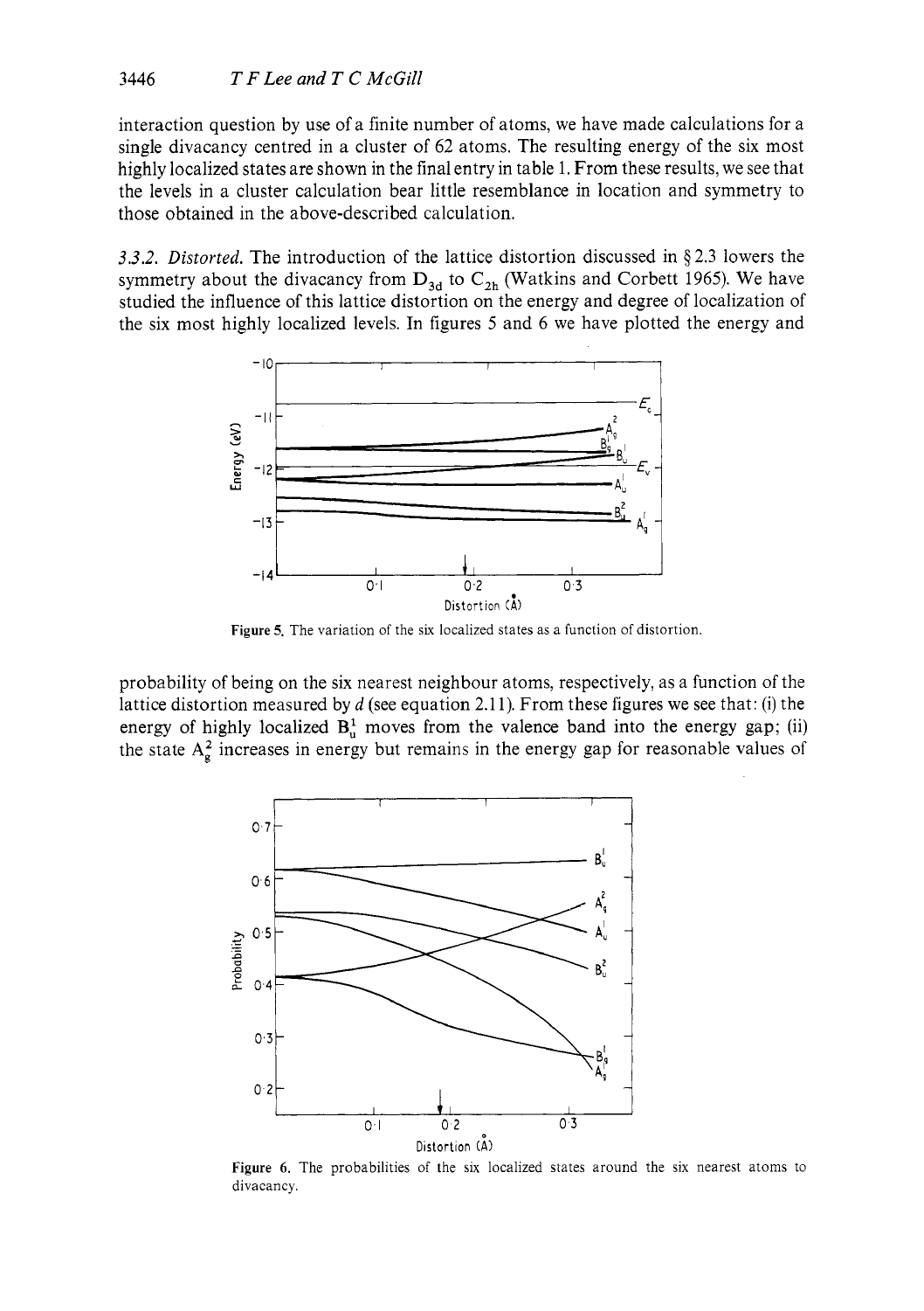interaction question by use of a finite number of atoms, we have made calculations for a single divacancy centred in a cluster of 62 atoms. The resulting energy of the six most highly localized states are shown in the final entry in table 1. From these results, we see that the levels in a cluster calculation bear little resemblance in location and symmetry to those obtained in the above-described calculation.

*3.3.2. Distorted.* The introduction of the lattice distortion discussed in § 2.3 lowers the symmetry about the divacancy from $D_{3d}$ to $C_{2h}$ (Watkins and Corbett 1965). We have studied the influence of this lattice distortion on the energy and degree of localization of the six most highly localized levels. In figures 5 and 6 we have plotted the energy and

**Figure 5.** The variation of the six localized states as a function of distortion.

probability of being on the six nearest neighbour atoms, respectively, as a function of the lattice distortion measured by $d$ (see equation 2.11). From these figures we see that: (i) the energy of highly localized $B_u^1$ moves from the valence band into the energy gap; (ii) the state $A_g^2$ increases in energy but remains in the energy gap for reasonable values of

**Figure 6.** The probabilities of the six localized states around the six nearest atoms to divacancy.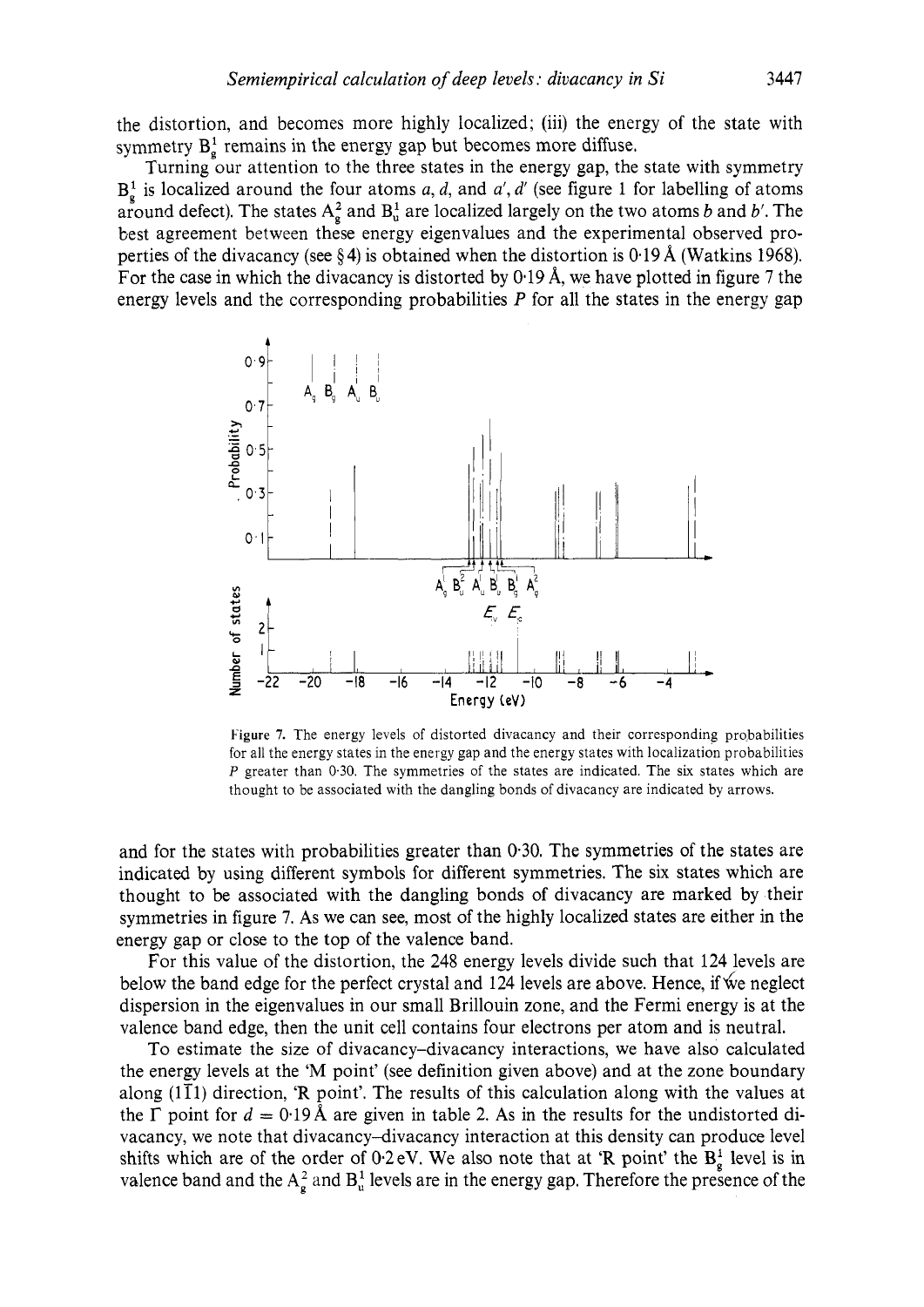the distortion, and becomes more highly localized; (iii) the energy of the state with symmetry $B_g^1$ remains in the energy gap but becomes more diffuse.

Turning our attention to the three states in the energy gap, the state with symmetry $B_g^1$ is localized around the four atoms $a$, $d$, and $a'$, $d'$ (see figure 1 for labelling of atoms around defect). The states $A_g^2$ and $B_u^1$ are localized largely on the two atoms $b$ and $b'$. The best agreement between these energy eigenvalues and the experimental observed properties of the divacancy (see § 4) is obtained when the distortion is 0·19 Å (Watkins 1968). For the case in which the divacancy is distorted by 0·19 Å, we have plotted in figure 7 the energy levels and the corresponding probabilities $P$ for all the states in the energy gap

Figure 7. The energy levels of distorted divacancy and their corresponding probabilities for all the energy states in the energy gap and the energy states with localization probabilities $P$ greater than 0·30. The symmetries of the states are indicated. The six states which are thought to be associated with the dangling bonds of divacancy are indicated by arrows.

and for the states with probabilities greater than 0·30. The symmetries of the states are indicated by using different symbols for different symmetries. The six states which are thought to be associated with the dangling bonds of divacancy are marked by their symmetries in figure 7. As we can see, most of the highly localized states are either in the energy gap or close to the top of the valence band.

For this value of the distortion, the 248 energy levels divide such that 124 levels are below the band edge for the perfect crystal and 124 levels are above. Hence, if we neglect dispersion in the eigenvalues in our small Brillouin zone, and the Fermi energy is at the valence band edge, then the unit cell contains four electrons per atom and is neutral.

To estimate the size of divacancy–divacancy interactions, we have also calculated the energy levels at the 'M point' (see definition given above) and at the zone boundary along $(1\bar{1}1)$ direction, 'R point'. The results of this calculation along with the values at the $\Gamma$ point for $d = 0{\cdot}19$ Å are given in table 2. As in the results for the undistorted divacancy, we note that divacancy–divacancy interaction at this density can produce level shifts which are of the order of 0·2 eV. We also note that at 'R point' the $B_g^1$ level is in valence band and the $A_g^2$ and $B_u^1$ levels are in the energy gap. Therefore the presence of the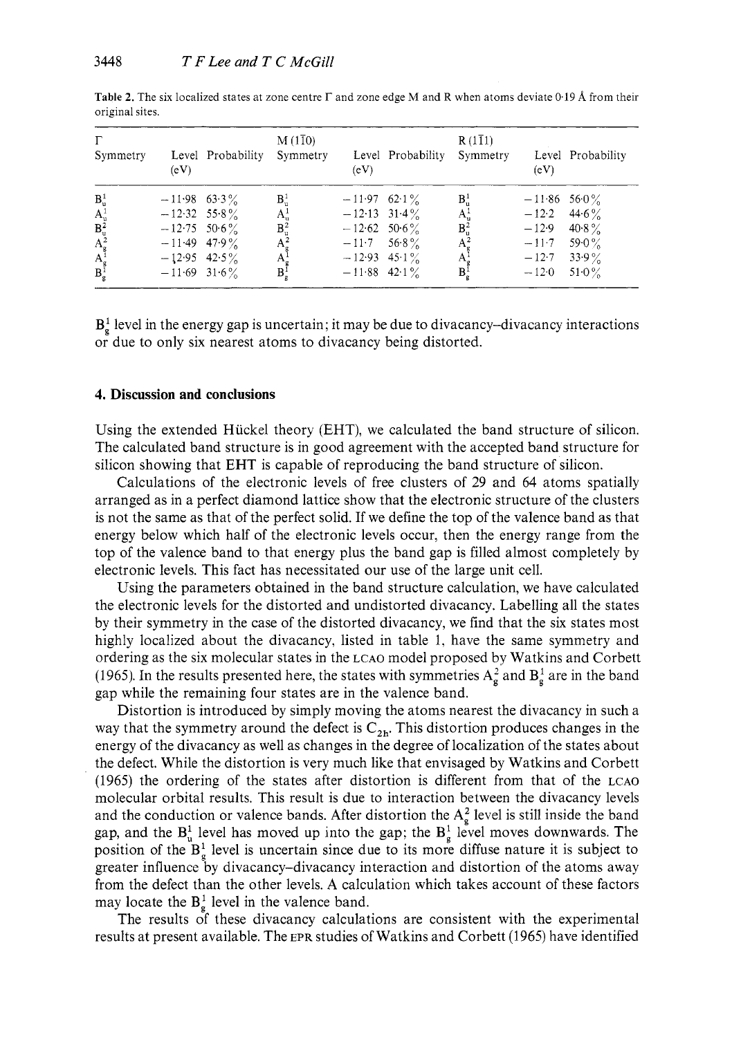**Table 2.** The six localized states at zone centre Γ and zone edge M and R when atoms deviate 0·19 Å from their original sites.

| Γ Symmetry | Level (eV) | Probability | M (1$\bar{1}$0) Symmetry | Level (eV) | Probability | R (1$\bar{1}$1) Symmetry | Level (eV) | Probability |
|---|---|---|---|---|---|---|---|---|
| $B_u^1$ | −11·98 | 63·3% | $B_u^1$ | −11·97 | 62·1% | $B_u^1$ | −11·86 | 56·0% |
| $A_u^1$ | −12·32 | 55·8% | $A_u^1$ | −12·13 | 31·4% | $A_u^1$ | −12·2 | 44·6% |
| $B_u^2$ | −12·75 | 50·6% | $B_u^2$ | −12·62 | 50·6% | $B_u^2$ | −12·9 | 40·8% |
| $A_g^2$ | −11·49 | 47·9% | $A_g^2$ | −11·7 | 56·8% | $A_g^2$ | −11·7 | 59·0% |
| $A_g^1$ | −12·95 | 42·5% | $A_g^1$ | −12·93 | 45·1% | $A_g^1$ | −12·7 | 33·9% |
| $B_g^1$ | −11·69 | 31·6% | $B_g^1$ | −11·88 | 42·1% | $B_g^1$ | −12·0 | 51·0% |

$B_g^1$ level in the energy gap is uncertain; it may be due to divacancy–divacancy interactions or due to only six nearest atoms to divacancy being distorted.

## 4. Discussion and conclusions

Using the extended Hückel theory (EHT), we calculated the band structure of silicon. The calculated band structure is in good agreement with the accepted band structure for silicon showing that EHT is capable of reproducing the band structure of silicon.

Calculations of the electronic levels of free clusters of 29 and 64 atoms spatially arranged as in a perfect diamond lattice show that the electronic structure of the clusters is not the same as that of the perfect solid. If we define the top of the valence band as that energy below which half of the electronic levels occur, then the energy range from the top of the valence band to that energy plus the band gap is filled almost completely by electronic levels. This fact has necessitated our use of the large unit cell.

Using the parameters obtained in the band structure calculation, we have calculated the electronic levels for the distorted and undistorted divacancy. Labelling all the states by their symmetry in the case of the distorted divacancy, we find that the six states most highly localized about the divacancy, listed in table 1, have the same symmetry and ordering as the six molecular states in the LCAO model proposed by Watkins and Corbett (1965). In the results presented here, the states with symmetries $A_g^2$ and $B_g^1$ are in the band gap while the remaining four states are in the valence band.

Distortion is introduced by simply moving the atoms nearest the divacancy in such a way that the symmetry around the defect is $C_{2h}$. This distortion produces changes in the energy of the divacancy as well as changes in the degree of localization of the states about the defect. While the distortion is very much like that envisaged by Watkins and Corbett (1965) the ordering of the states after distortion is different from that of the LCAO molecular orbital results. This result is due to interaction between the divacancy levels and the conduction or valence bands. After distortion the $A_g^2$ level is still inside the band gap, and the $B_u^1$ level has moved up into the gap; the $B_g^1$ level moves downwards. The position of the $B_g^1$ level is uncertain since due to its more diffuse nature it is subject to greater influence by divacancy–divacancy interaction and distortion of the atoms away from the defect than the other levels. A calculation which takes account of these factors may locate the $B_g^1$ level in the valence band.

The results of these divacancy calculations are consistent with the experimental results at present available. The EPR studies of Watkins and Corbett (1965) have identified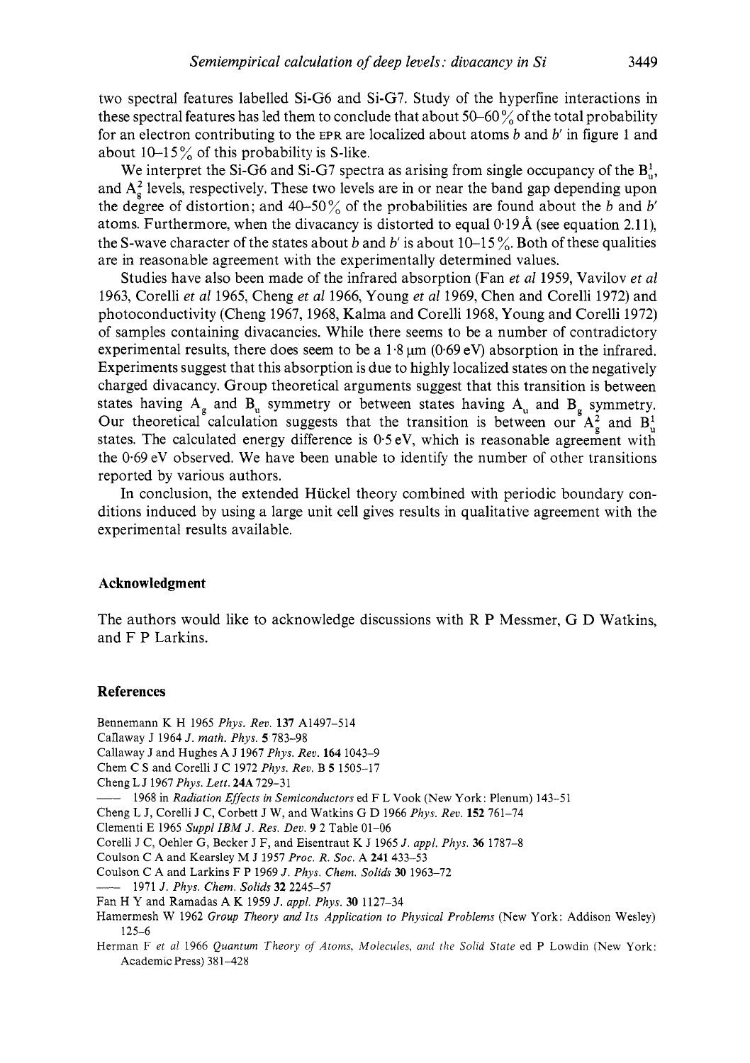two spectral features labelled Si-G6 and Si-G7. Study of the hyperfine interactions in these spectral features has led them to conclude that about 50–60% of the total probability for an electron contributing to the EPR are localized about atoms $b$ and $b'$ in figure 1 and about 10–15% of this probability is S-like.

We interpret the Si-G6 and Si-G7 spectra as arising from single occupancy of the $B_u^1$, and $A_g^2$ levels, respectively. These two levels are in or near the band gap depending upon the degree of distortion; and 40–50% of the probabilities are found about the $b$ and $b'$ atoms. Furthermore, when the divacancy is distorted to equal 0·19 Å (see equation 2.11), the S-wave character of the states about $b$ and $b'$ is about 10–15%. Both of these qualities are in reasonable agreement with the experimentally determined values.

Studies have also been made of the infrared absorption (Fan *et al* 1959, Vavilov *et al* 1963, Corelli *et al* 1965, Cheng *et al* 1966, Young *et al* 1969, Chen and Corelli 1972) and photoconductivity (Cheng 1967, 1968, Kalma and Corelli 1968, Young and Corelli 1972) of samples containing divacancies. While there seems to be a number of contradictory experimental results, there does seem to be a 1·8 µm (0·69 eV) absorption in the infrared. Experiments suggest that this absorption is due to highly localized states on the negatively charged divacancy. Group theoretical arguments suggest that this transition is between states having $A_g$ and $B_u$ symmetry or between states having $A_u$ and $B_g$ symmetry. Our theoretical calculation suggests that the transition is between our $A_g^2$ and $B_u^1$ states. The calculated energy difference is 0·5 eV, which is reasonable agreement with the 0·69 eV observed. We have been unable to identify the number of other transitions reported by various authors.

In conclusion, the extended Hückel theory combined with periodic boundary conditions induced by using a large unit cell gives results in qualitative agreement with the experimental results available.

## Acknowledgment

The authors would like to acknowledge discussions with R P Messmer, G D Watkins, and F P Larkins.

## References

Bennemann K H 1965 *Phys. Rev.* **137** A1497–514

Callaway J 1964 *J. math. Phys.* **5** 783–98

Callaway J and Hughes A J 1967 *Phys. Rev.* **164** 1043–9

Chem C S and Corelli J C 1972 *Phys. Rev.* B **5** 1505–17

Cheng L J 1967 *Phys. Lett.* **24A** 729–31

—— 1968 in *Radiation Effects in Semiconductors* ed F L Vook (New York: Plenum) 143–51

Cheng L J, Corelli J C, Corbett J W, and Watkins G D 1966 *Phys. Rev.* **152** 761–74

Clementi E 1965 *Suppl IBM J. Res. Dev.* **9** 2 Table 01–06

Corelli J C, Oehler G, Becker J F, and Eisentraut K J 1965 *J. appl. Phys.* **36** 1787–8

Coulson C A and Kearsley M J 1957 *Proc. R. Soc.* A **241** 433–53

Coulson C A and Larkins F P 1969 *J. Phys. Chem. Solids* **30** 1963–72

—— 1971 *J. Phys. Chem. Solids* **32** 2245–57

Fan H Y and Ramadas A K 1959 *J. appl. Phys.* **30** 1127–34

Hamermesh W 1962 *Group Theory and Its Application to Physical Problems* (New York: Addison Wesley) 125–6

Herman F *et al* 1966 *Quantum Theory of Atoms, Molecules, and the Solid State* ed P Lowdin (New York: Academic Press) 381–428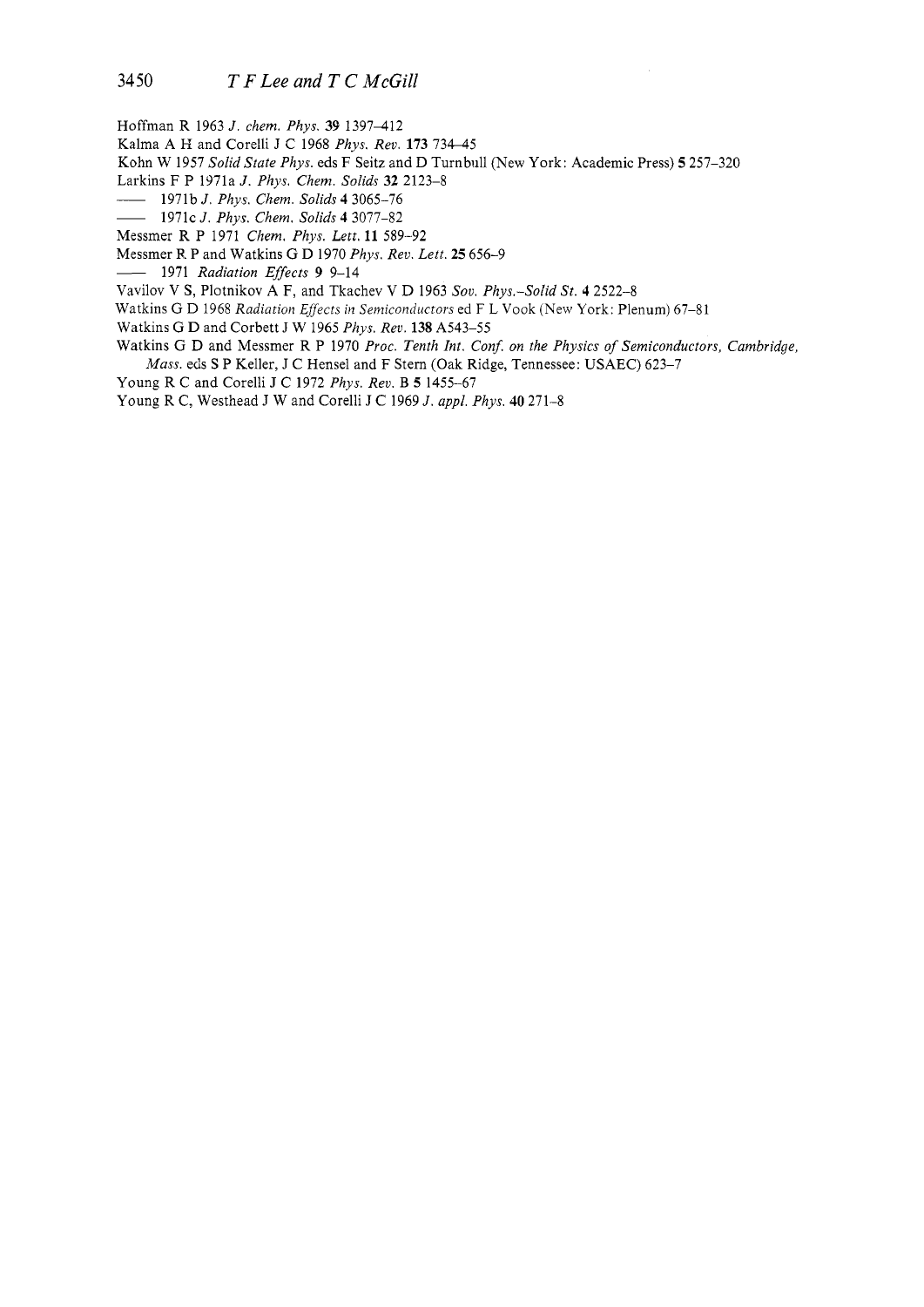Hoffman R 1963 *J. chem. Phys.* **39** 1397–412

Kalma A H and Corelli J C 1968 *Phys. Rev.* **173** 734–45

Kohn W 1957 *Solid State Phys.* eds F Seitz and D Turnbull (New York: Academic Press) **5** 257–320

Larkins F P 1971a *J. Phys. Chem. Solids* **32** 2123–8

—— 1971b *J. Phys. Chem. Solids* **4** 3065–76

—— 1971c *J. Phys. Chem. Solids* **4** 3077–82

Messmer R P 1971 *Chem. Phys. Lett.* **11** 589–92

Messmer R P and Watkins G D 1970 *Phys. Rev. Lett.* **25** 656–9

—— 1971 *Radiation Effects* **9** 9–14

Vavilov V S, Plotnikov A F, and Tkachev V D 1963 *Sov. Phys.–Solid St.* **4** 2522–8

Watkins G D 1968 *Radiation Effects in Semiconductors* ed F L Vook (New York: Plenum) 67–81

Watkins G D and Corbett J W 1965 *Phys. Rev.* **138** A543–55

Watkins G D and Messmer R P 1970 *Proc. Tenth Int. Conf. on the Physics of Semiconductors, Cambridge, Mass.* eds S P Keller, J C Hensel and F Stern (Oak Ridge, Tennessee: USAEC) 623–7

Young R C and Corelli J C 1972 *Phys. Rev.* B **5** 1455–67

Young R C, Westhead J W and Corelli J C 1969 *J. appl. Phys.* **40** 271–8